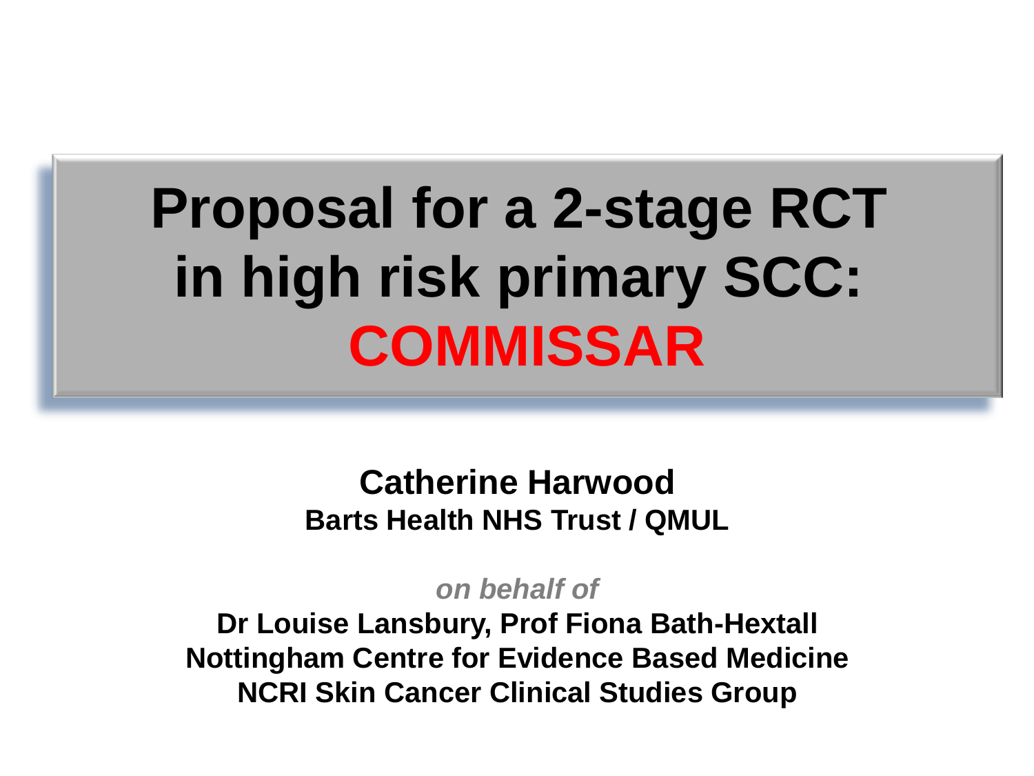# Proposal for a 2-stage RCT in high risk primary SCC: COMMISSAR

**Catherine Harwood**
**Barts Health NHS Trust / QMUL**

*on behalf of*

**Dr Louise Lansbury, Prof Fiona Bath-Hextall**
**Nottingham Centre for Evidence Based Medicine**
**NCRI Skin Cancer Clinical Studies Group**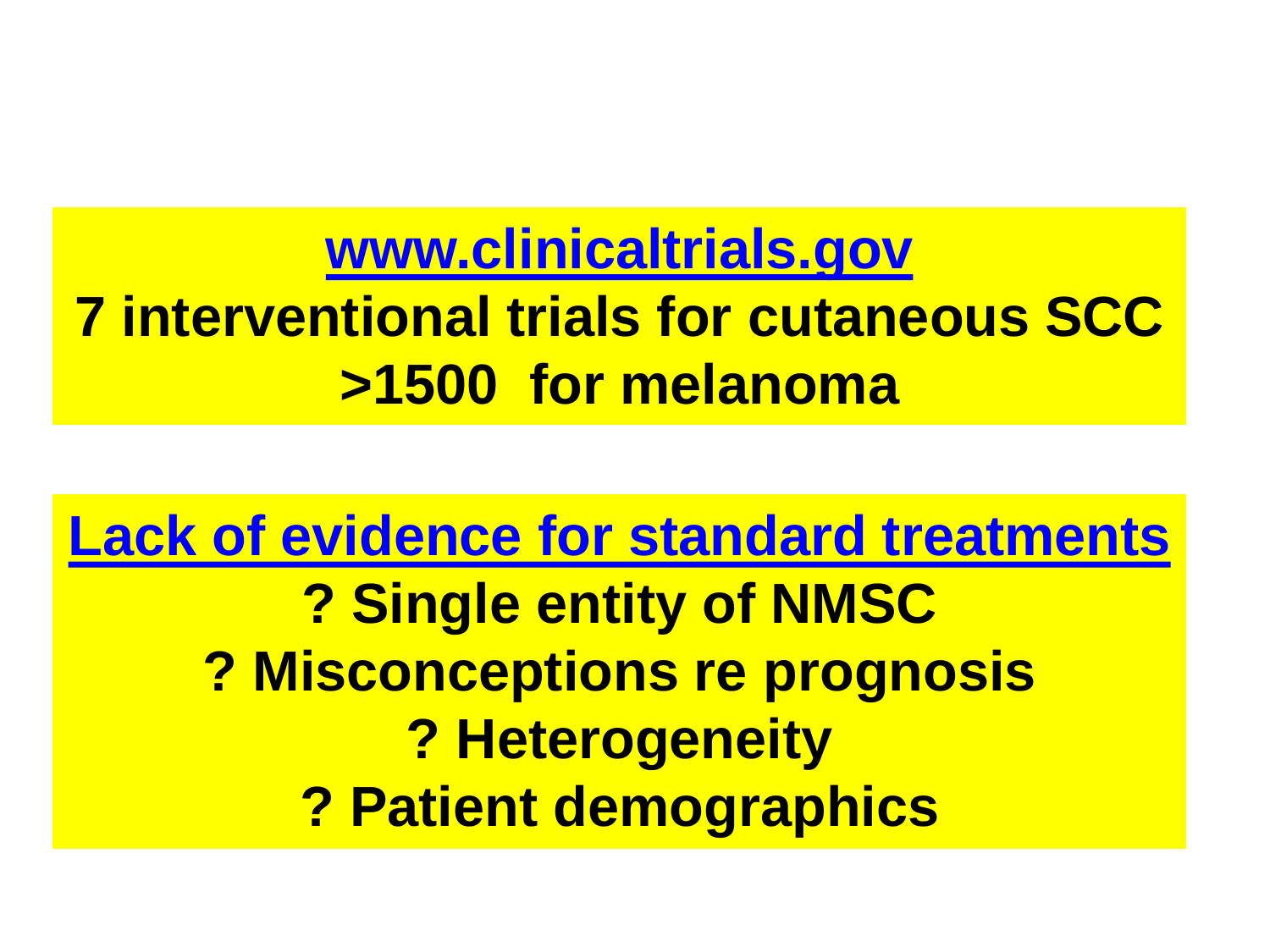**[www.clinicaltrials.gov](http://www.clinicaltrials.gov)**

**7 interventional trials for cutaneous SCC**

**>1500 for melanoma**

**Lack of evidence for standard treatments**

**? Single entity of NMSC**

**? Misconceptions re prognosis**

**? Heterogeneity**

**? Patient demographics**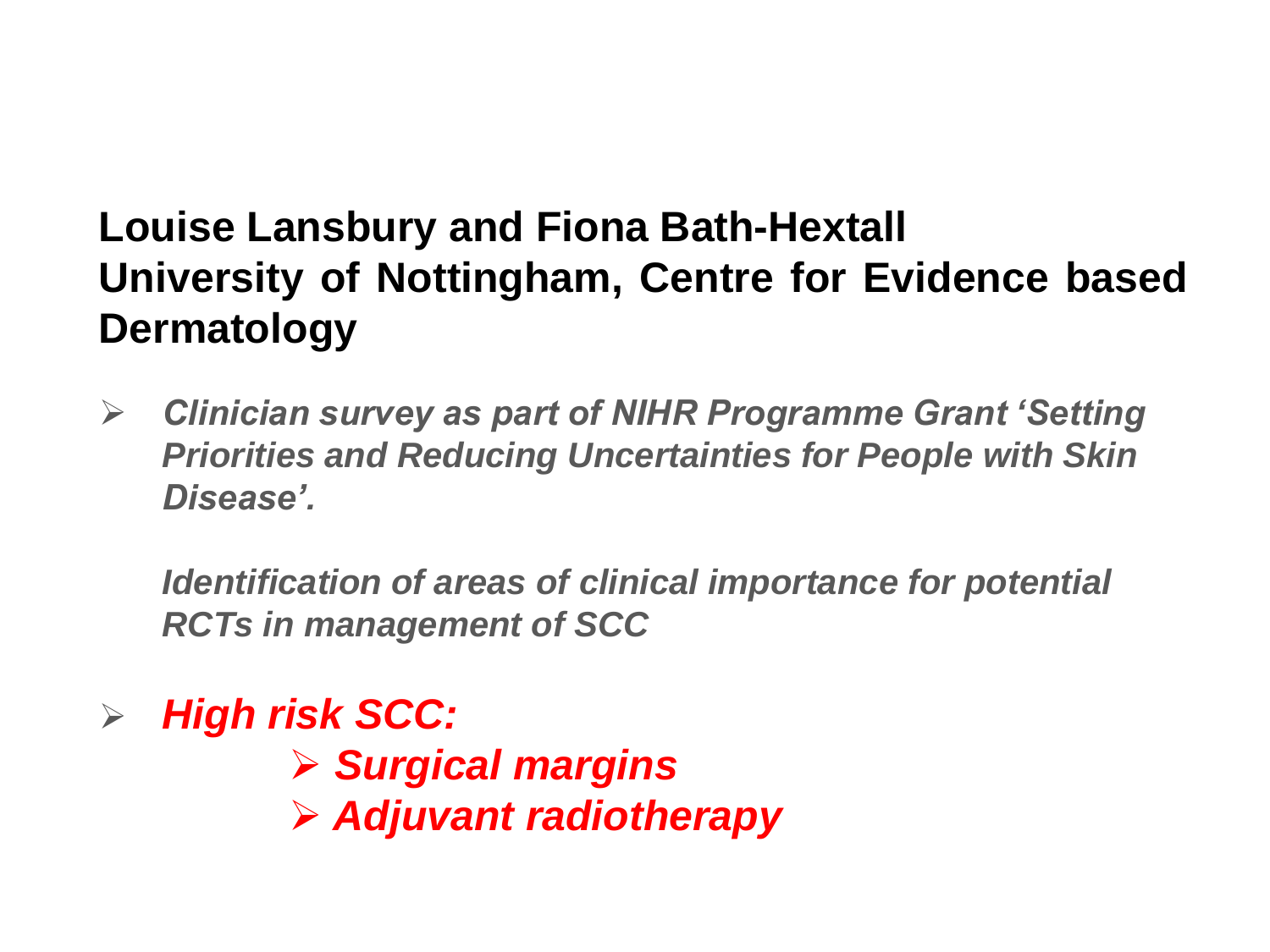**Louise Lansbury and Fiona Bath-Hextall**
**University of Nottingham, Centre for Evidence based Dermatology**

- ***Clinician survey as part of NIHR Programme Grant 'Setting Priorities and Reducing Uncertainties for People with Skin Disease'.***

  ***Identification of areas of clinical importance for potential RCTs in management of SCC***

- ***High risk SCC:***
  - ***Surgical margins***
  - ***Adjuvant radiotherapy***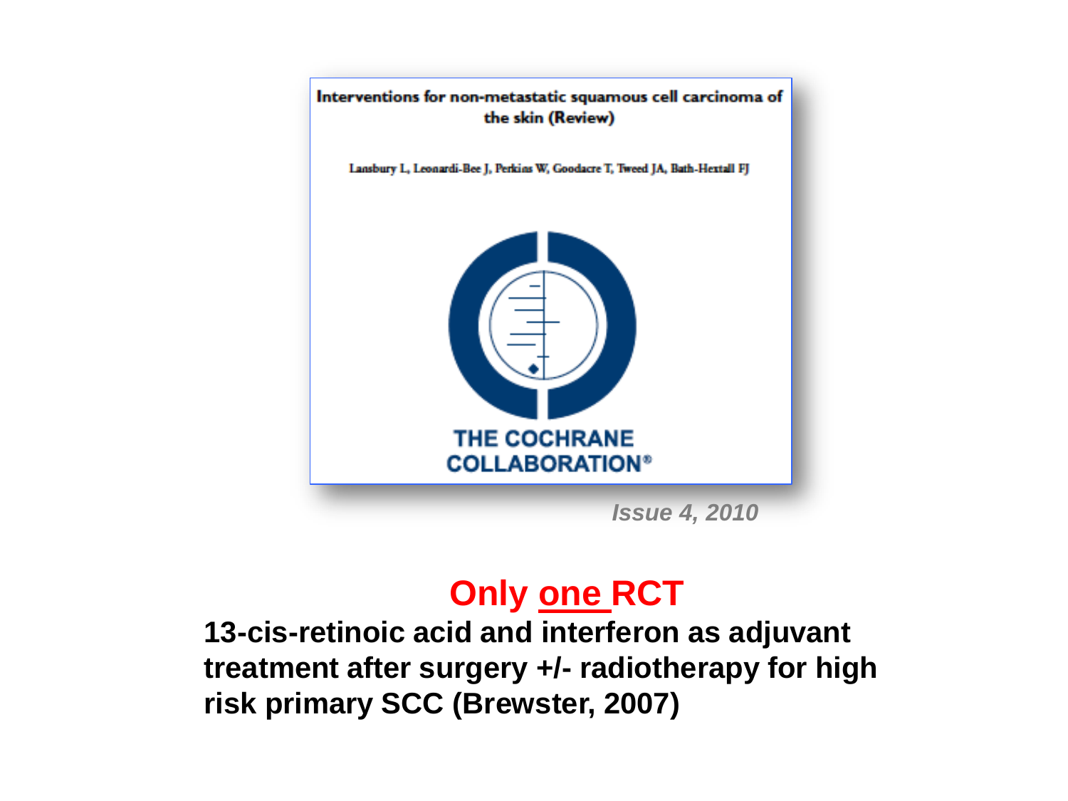Interventions for non-metastatic squamous cell carcinoma of the skin (Review)

Lansbury L, Leonardi-Bee J, Perkins W, Goodacre T, Tweed JA, Bath-Hextall FJ

THE COCHRANE COLLABORATION®

*Issue 4, 2010*

## Only <u>one</u> RCT

**13-cis-retinoic acid and interferon as adjuvant treatment after surgery +/- radiotherapy for high risk primary SCC (Brewster, 2007)**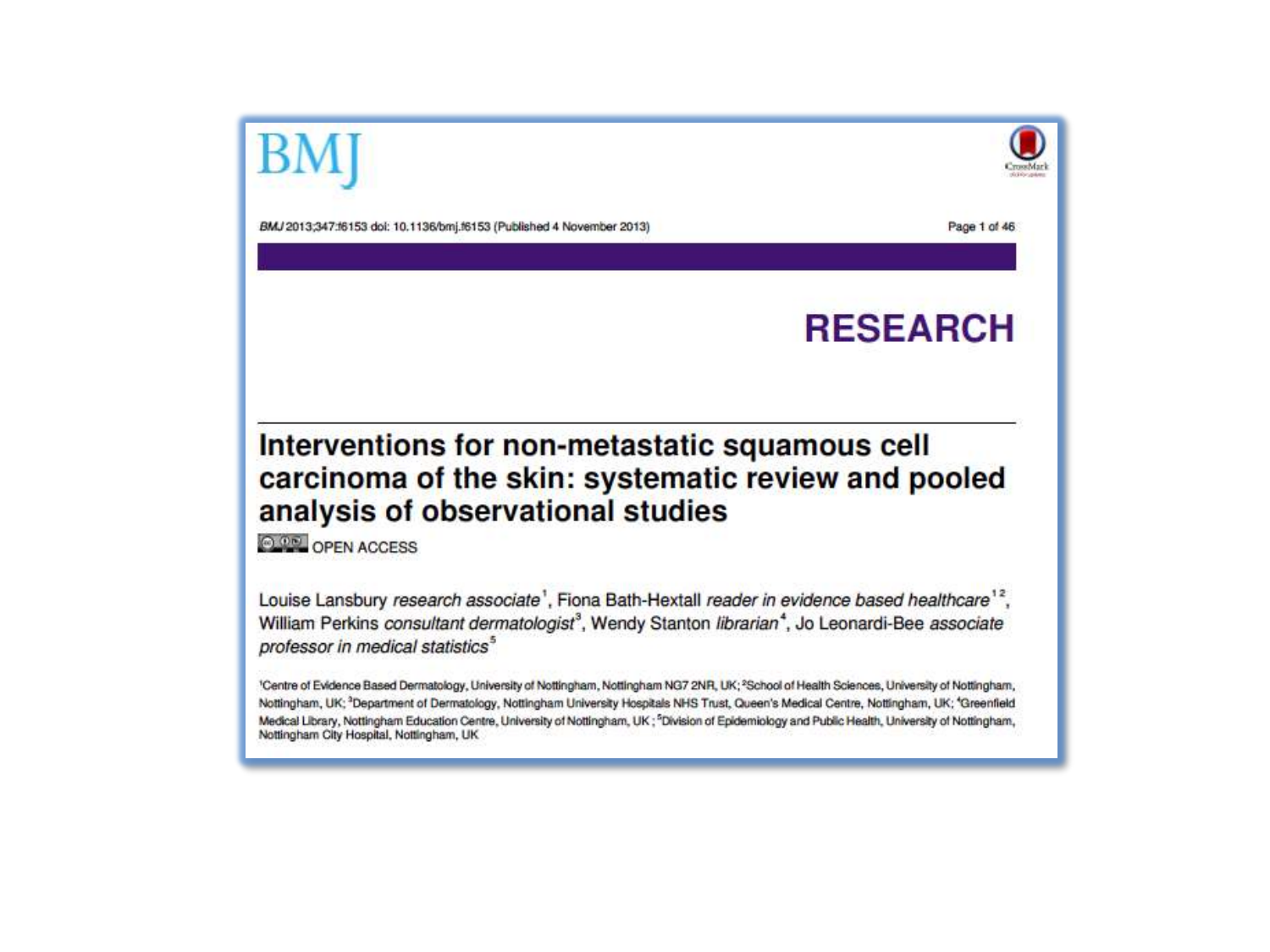BMJ

RESEARCH

# Interventions for non-metastatic squamous cell carcinoma of the skin: systematic review and pooled analysis of observational studies

OPEN ACCESS

Louise Lansbury *research associate*[1], Fiona Bath-Hextall *reader in evidence based healthcare*[1,2], William Perkins *consultant dermatologist*[3], Wendy Stanton *librarian*[4], Jo Leonardi-Bee *associate professor in medical statistics*[5]

[1]Centre of Evidence Based Dermatology, University of Nottingham, Nottingham NG7 2NR, UK; [2]School of Health Sciences, University of Nottingham, Nottingham, UK; [3]Department of Dermatology, Nottingham University Hospitals NHS Trust, Queen's Medical Centre, Nottingham, UK; [4]Greenfield Medical Library, Nottingham Education Centre, University of Nottingham, UK; [5]Division of Epidemiology and Public Health, University of Nottingham, Nottingham City Hospital, Nottingham, UK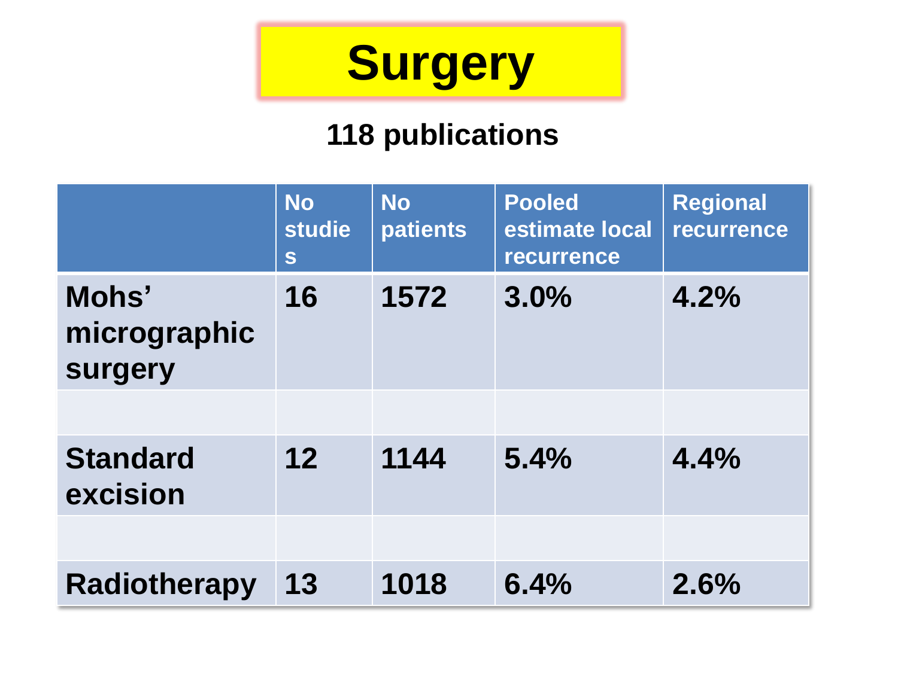# Surgery

## 118 publications

| | No studies | No patients | Pooled estimate local recurrence | Regional recurrence |
|---|---|---|---|---|
| Mohs' micrographic surgery | 16 | 1572 | 3.0% | 4.2% |
| | | | | |
| Standard excision | 12 | 1144 | 5.4% | 4.4% |
| | | | | |
| Radiotherapy | 13 | 1018 | 6.4% | 2.6% |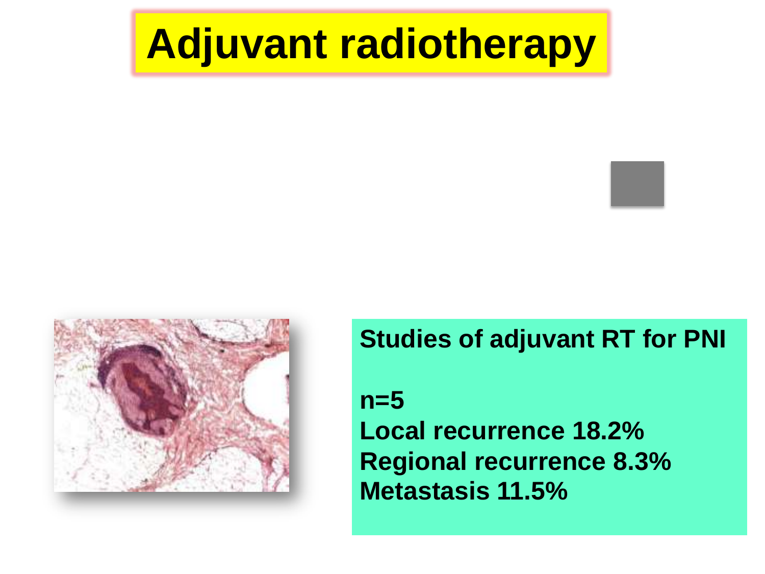# Adjuvant radiotherapy

**Studies of adjuvant RT for PNI**

**n=5**
**Local recurrence 18.2%**
**Regional recurrence 8.3%**
**Metastasis 11.5%**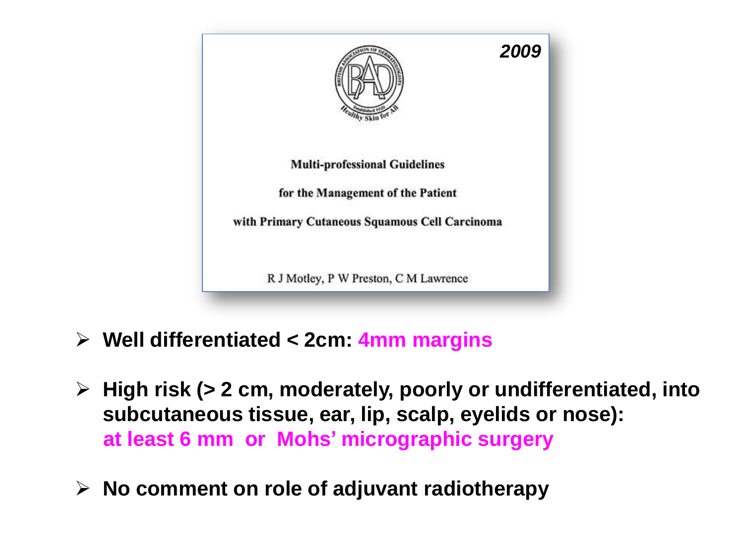2009

Multi-professional Guidelines

for the Management of the Patient

with Primary Cutaneous Squamous Cell Carcinoma

R J Motley, P W Preston, C M Lawrence

- **Well differentiated < 2cm: 4mm margins**
- **High risk (> 2 cm, moderately, poorly or undifferentiated, into subcutaneous tissue, ear, lip, scalp, eyelids or nose): at least 6 mm or Mohs' micrographic surgery**
- **No comment on role of adjuvant radiotherapy**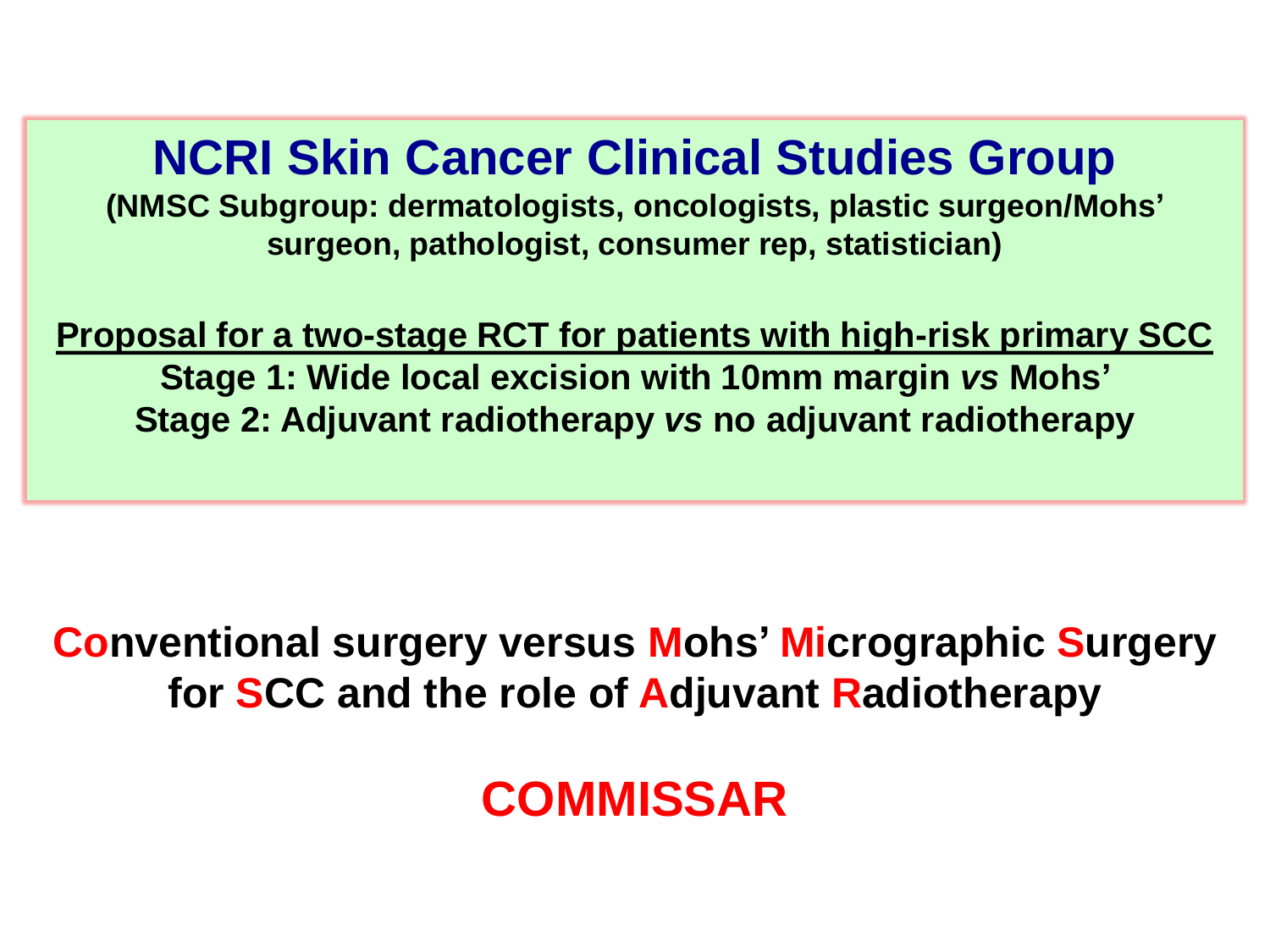# NCRI Skin Cancer Clinical Studies Group

**(NMSC Subgroup: dermatologists, oncologists, plastic surgeon/Mohs' surgeon, pathologist, consumer rep, statistician)**

**Proposal for a two-stage RCT for patients with high-risk primary SCC**

**Stage 1: Wide local excision with 10mm margin *vs* Mohs'**

**Stage 2: Adjuvant radiotherapy *vs* no adjuvant radiotherapy**

**Conventional surgery versus Mohs' Micrographic Surgery for SCC and the role of Adjuvant Radiotherapy**

**COMMISSAR**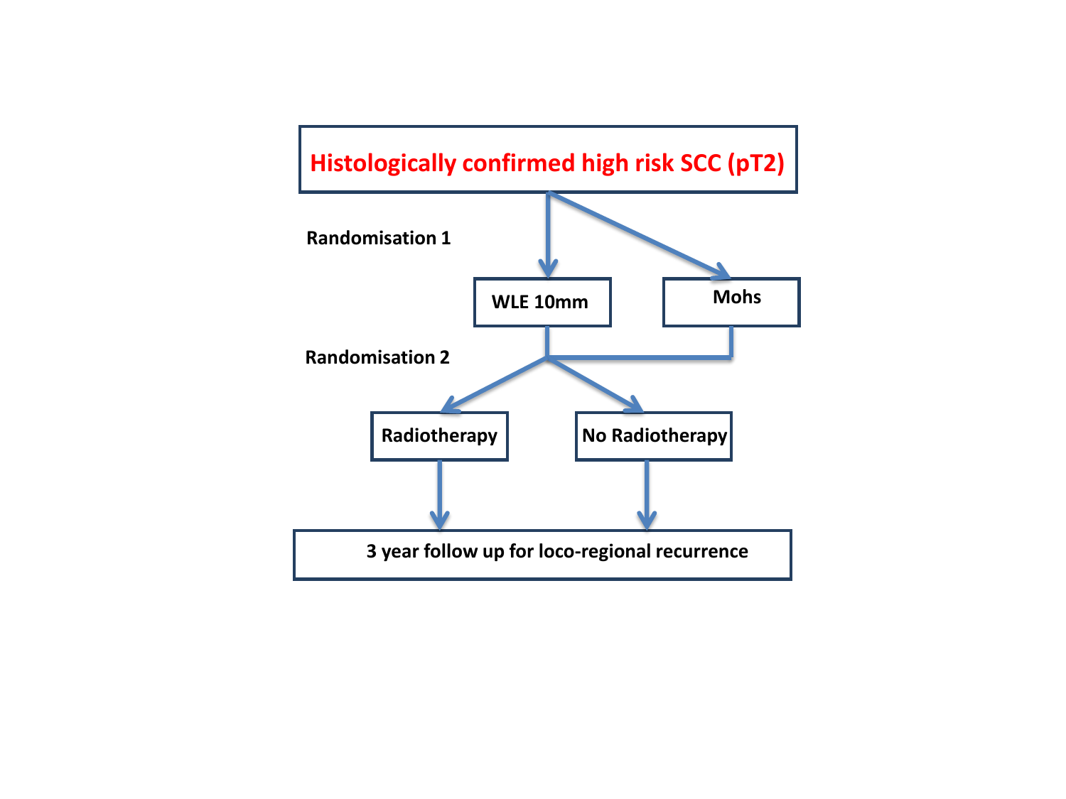**Histologically confirmed high risk SCC (pT2)**

**Randomisation 1**

**WLE 10mm**

**Mohs**

**Randomisation 2**

**Radiotherapy**

**No Radiotherapy**

**3 year follow up for loco-regional recurrence**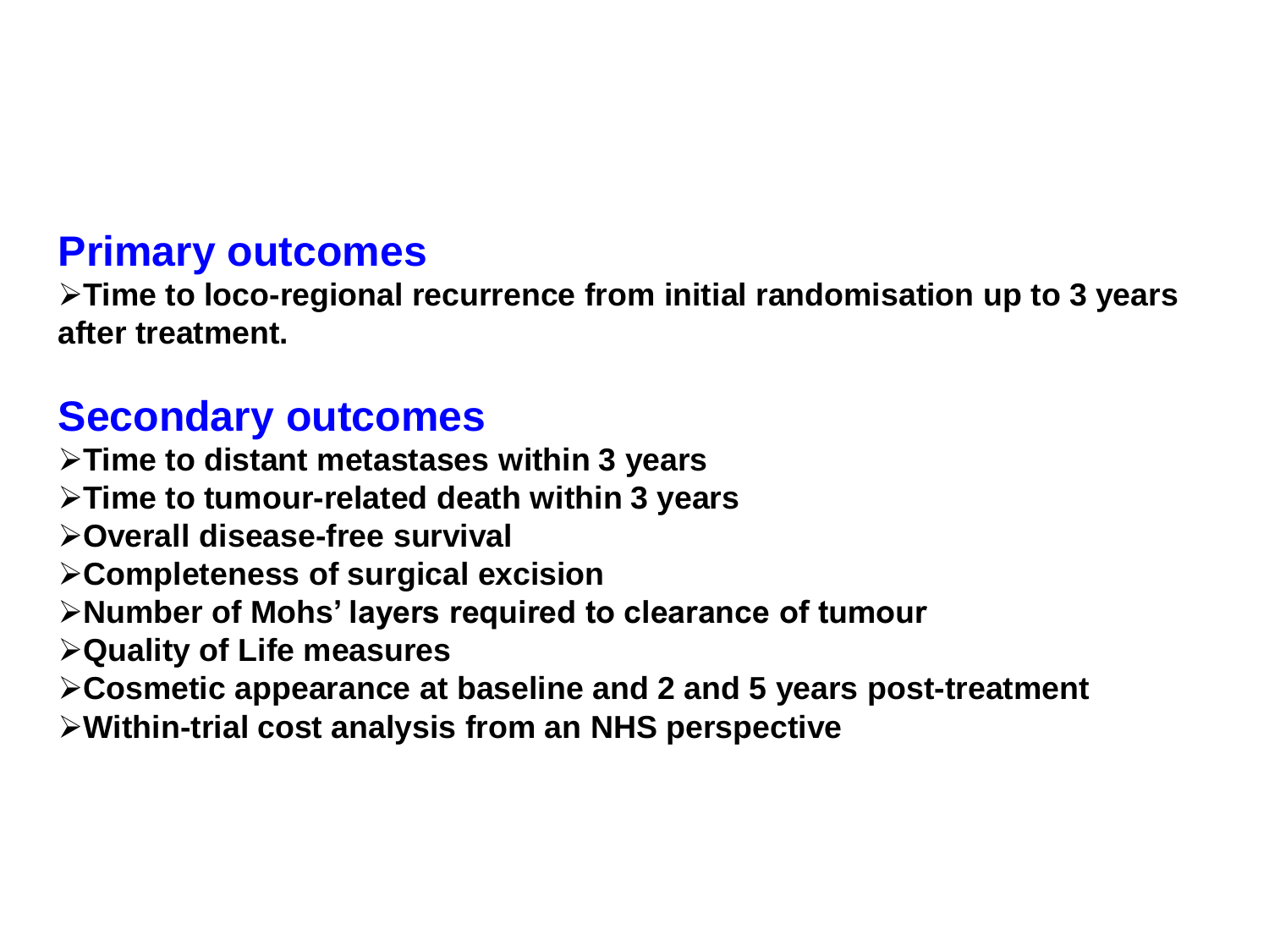## Primary outcomes

- **Time to loco-regional recurrence from initial randomisation up to 3 years after treatment.**

## Secondary outcomes

- **Time to distant metastases within 3 years**
- **Time to tumour-related death within 3 years**
- **Overall disease-free survival**
- **Completeness of surgical excision**
- **Number of Mohs' layers required to clearance of tumour**
- **Quality of Life measures**
- **Cosmetic appearance at baseline and 2 and 5 years post-treatment**
- **Within-trial cost analysis from an NHS perspective**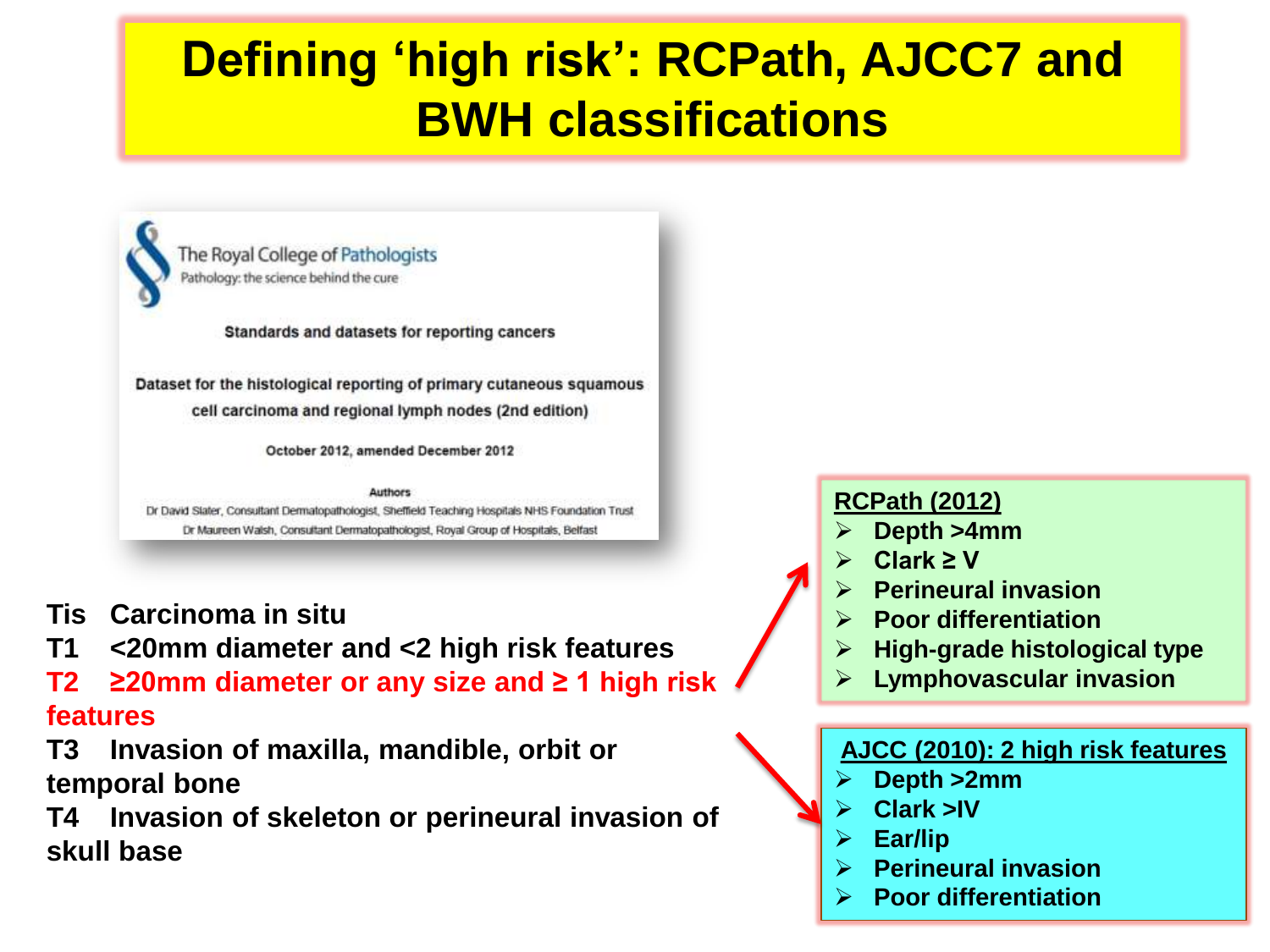# Defining 'high risk': RCPath, AJCC7 and BWH classifications

The Royal College of Pathologists
Pathology: the science behind the cure

Standards and datasets for reporting cancers

Dataset for the histological reporting of primary cutaneous squamous cell carcinoma and regional lymph nodes (2nd edition)

October 2012, amended December 2012

Authors
Dr David Slater, Consultant Dermatopathologist, Sheffield Teaching Hospitals NHS Foundation Trust
Dr Maureen Walsh, Consultant Dermatopathologist, Royal Group of Hospitals, Belfast

**Tis** Carcinoma in situ
**T1** <20mm diameter and <2 high risk features
**T2** ≥20mm diameter or any size and ≥ 1 high risk features
**T3** Invasion of maxilla, mandible, orbit or temporal bone
**T4** Invasion of skeleton or perineural invasion of skull base

**RCPath (2012)**
- Depth >4mm
- Clark ≥ V
- Perineural invasion
- Poor differentiation
- High-grade histological type
- Lymphovascular invasion

**AJCC (2010): 2 high risk features**
- Depth >2mm
- Clark >IV
- Ear/lip
- Perineural invasion
- Poor differentiation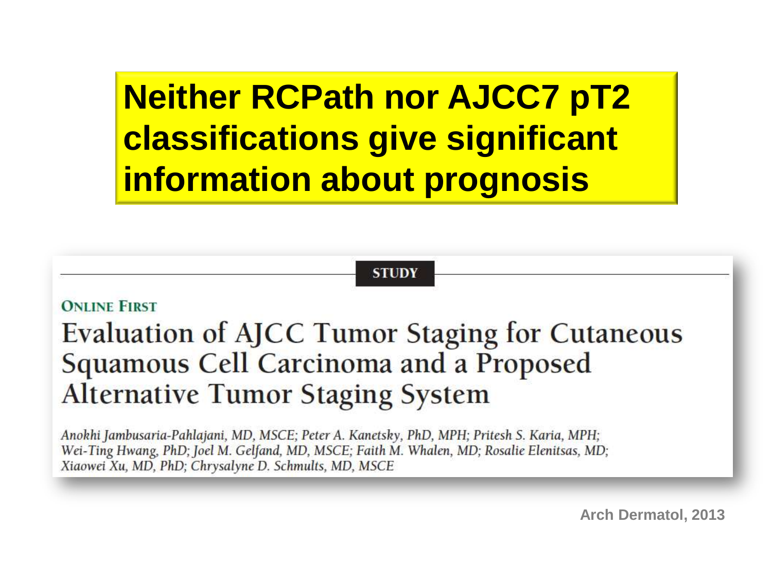# Neither RCPath nor AJCC7 pT2 classifications give significant information about prognosis

**STUDY**

**ONLINE FIRST**

## Evaluation of AJCC Tumor Staging for Cutaneous Squamous Cell Carcinoma and a Proposed Alternative Tumor Staging System

*Anokhi Jambusaria-Pahlajani, MD, MSCE; Peter A. Kanetsky, PhD, MPH; Pritesh S. Karia, MPH; Wei-Ting Hwang, PhD; Joel M. Gelfand, MD, MSCE; Faith M. Whalen, MD; Rosalie Elenitsas, MD; Xiaowei Xu, MD, PhD; Chrysalyne D. Schmults, MD, MSCE*

**Arch Dermatol, 2013**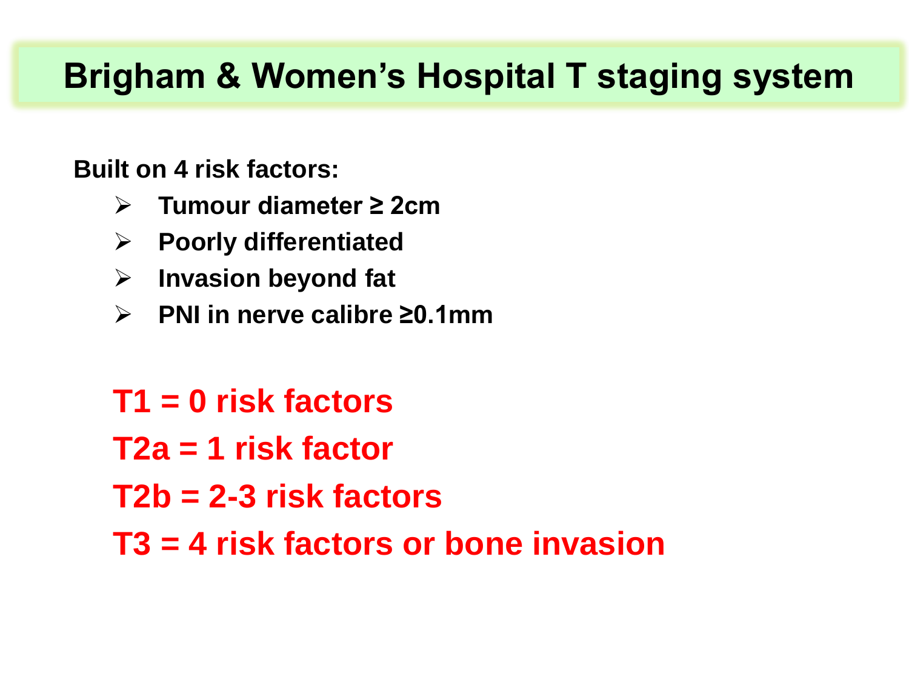# Brigham & Women's Hospital T staging system

**Built on 4 risk factors:**

- **Tumour diameter ≥ 2cm**
- **Poorly differentiated**
- **Invasion beyond fat**
- **PNI in nerve calibre ≥0.1mm**

**T1 = 0 risk factors**

**T2a = 1 risk factor**

**T2b = 2-3 risk factors**

**T3 = 4 risk factors or bone invasion**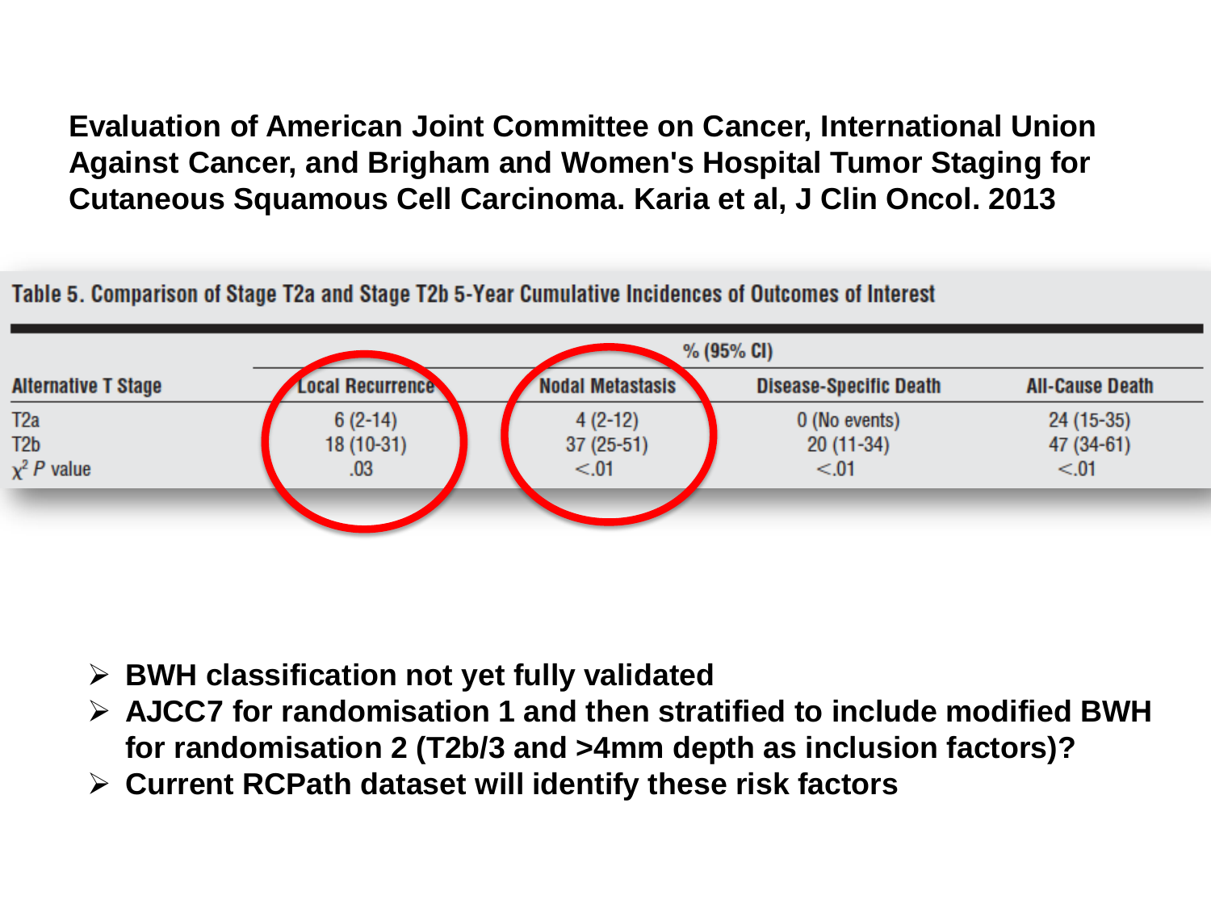**Evaluation of American Joint Committee on Cancer, International Union Against Cancer, and Brigham and Women's Hospital Tumor Staging for Cutaneous Squamous Cell Carcinoma. Karia et al, J Clin Oncol. 2013**

Table 5. Comparison of Stage T2a and Stage T2b 5-Year Cumulative Incidences of Outcomes of Interest

| | % (95% CI) | | | |
|---|---|---|---|---|
| Alternative T Stage | Local Recurrence | Nodal Metastasis | Disease-Specific Death | All-Cause Death |
| T2a | 6 (2-14) | 4 (2-12) | 0 (No events) | 24 (15-35) |
| T2b | 18 (10-31) | 37 (25-51) | 20 (11-34) | 47 (34-61) |
| $\chi^2$ *P* value | .03 | <.01 | <.01 | <.01 |

- **BWH classification not yet fully validated**
- **AJCC7 for randomisation 1 and then stratified to include modified BWH for randomisation 2 (T2b/3 and >4mm depth as inclusion factors)?**
- **Current RCPath dataset will identify these risk factors**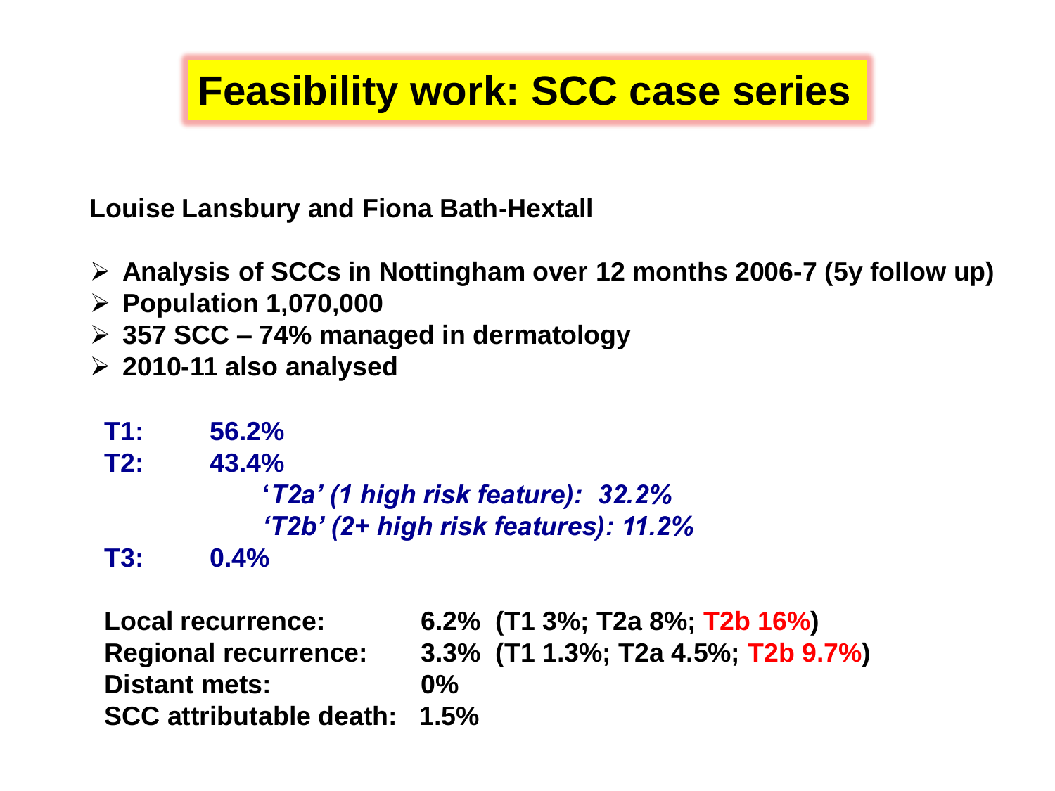# Feasibility work: SCC case series

**Louise Lansbury and Fiona Bath-Hextall**

- **Analysis of SCCs in Nottingham over 12 months 2006-7 (5y follow up)**
- **Population 1,070,000**
- **357 SCC – 74% managed in dermatology**
- **2010-11 also analysed**

**T1:** **56.2%**
**T2:** **43.4%**
*'T2a' (1 high risk feature): 32.2%*
*'T2b' (2+ high risk features): 11.2%*
**T3:** **0.4%**

| | |
|---|---|
| **Local recurrence:** | **6.2% (T1 3%; T2a 8%; T2b 16%)** |
| **Regional recurrence:** | **3.3% (T1 1.3%; T2a 4.5%; T2b 9.7%)** |
| **Distant mets:** | **0%** |
| **SCC attributable death:** | **1.5%** |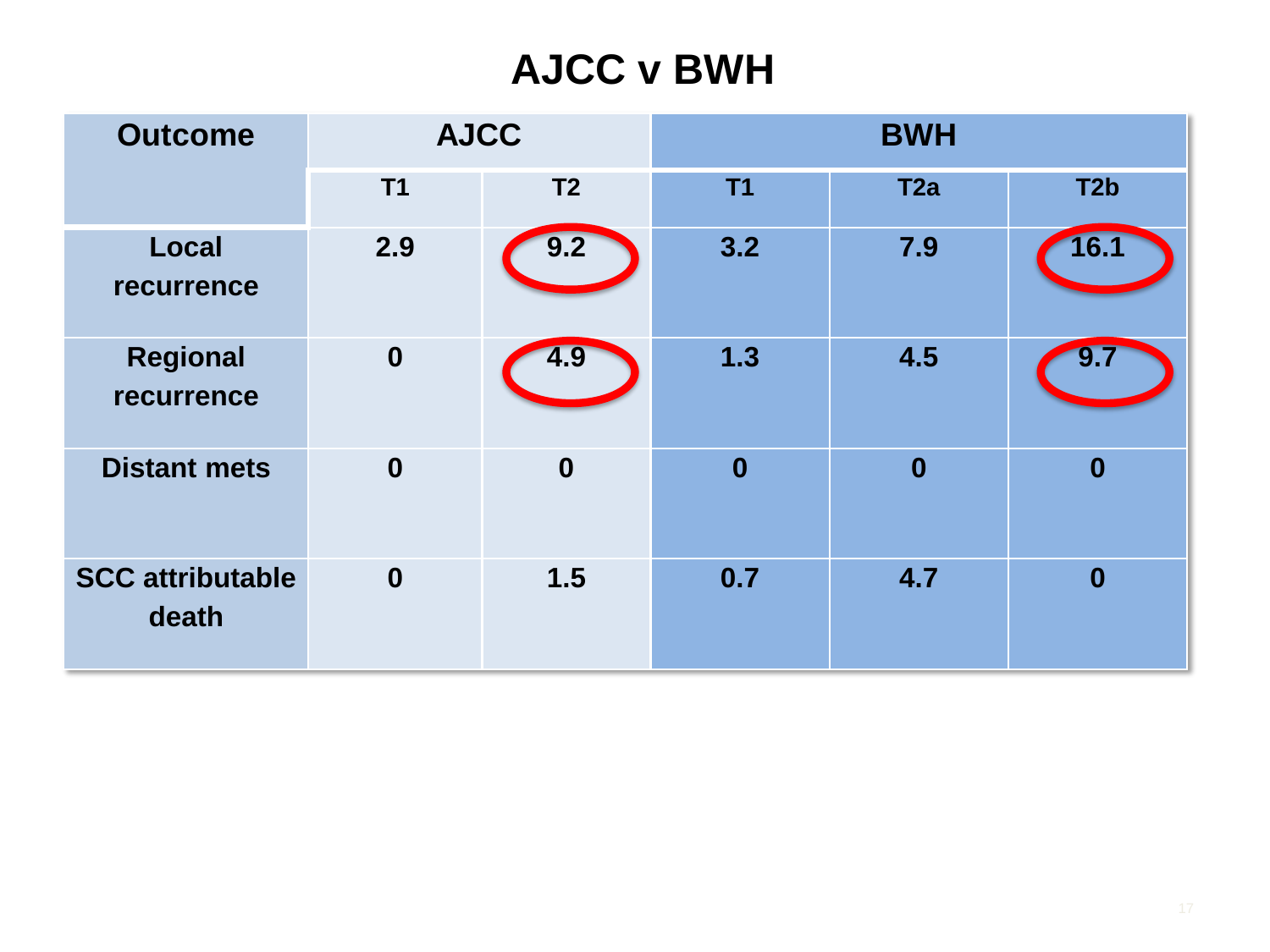# AJCC v BWH

| Outcome | AJCC | | BWH | | |
|---|---|---|---|---|---|
| | T1 | T2 | T1 | T2a | T2b |
| Local recurrence | 2.9 | 9.2 | 3.2 | 7.9 | 16.1 |
| Regional recurrence | 0 | 4.9 | 1.3 | 4.5 | 9.7 |
| Distant mets | 0 | 0 | 0 | 0 | 0 |
| SCC attributable death | 0 | 1.5 | 0.7 | 4.7 | 0 |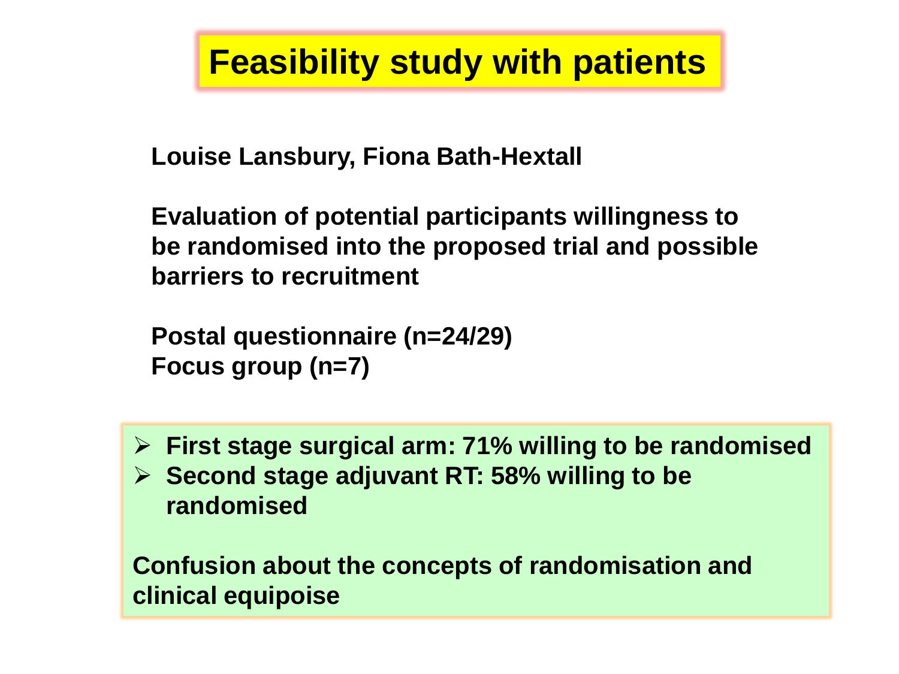# Feasibility study with patients

**Louise Lansbury, Fiona Bath-Hextall**

**Evaluation of potential participants willingness to be randomised into the proposed trial and possible barriers to recruitment**

**Postal questionnaire (n=24/29)**
**Focus group (n=7)**

- **First stage surgical arm: 71% willing to be randomised**
- **Second stage adjuvant RT: 58% willing to be randomised**

**Confusion about the concepts of randomisation and clinical equipoise**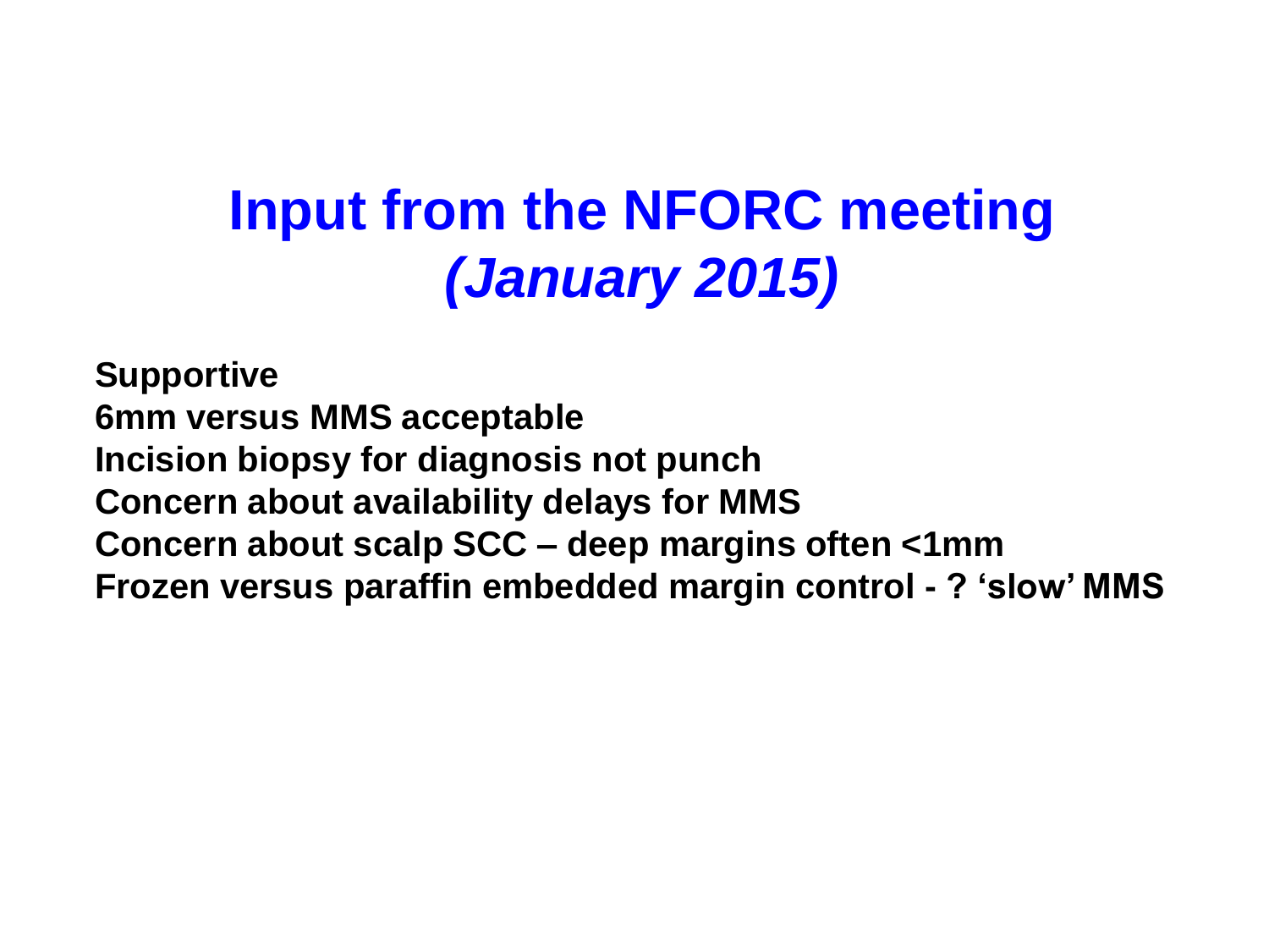# Input from the NFORC meeting *(January 2015)*

**Supportive**
**6mm versus MMS acceptable**
**Incision biopsy for diagnosis not punch**
**Concern about availability delays for MMS**
**Concern about scalp SCC – deep margins often <1mm**
**Frozen versus paraffin embedded margin control - ? 'slow' MMS**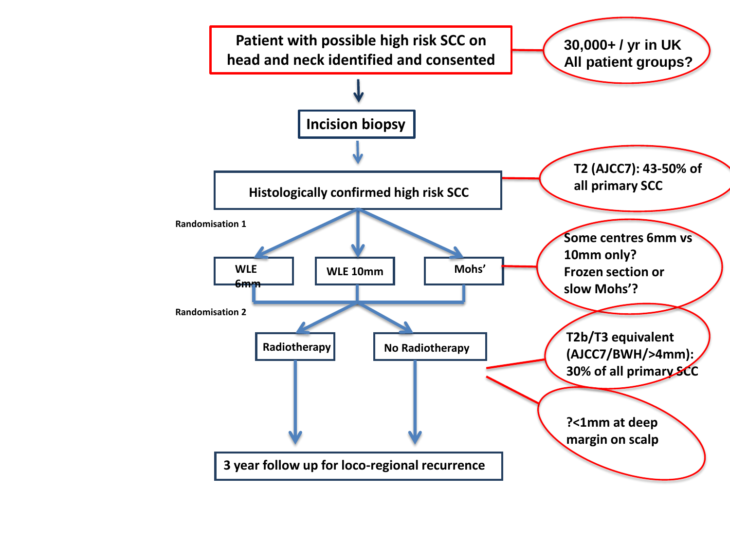Patient with possible high risk SCC on head and neck identified and consented

30,000+ / yr in UK
All patient groups?

Incision biopsy

Histologically confirmed high risk SCC

T2 (AJCC7): 43-50% of all primary SCC

Randomisation 1

- WLE 6mm
- WLE 10mm
- Mohs'

Some centres 6mm vs 10mm only?
Frozen section or slow Mohs'?

Randomisation 2

- Radiotherapy
- No Radiotherapy

T2b/T3 equivalent (AJCC7/BWH/>4mm): 30% of all primary SCC

?<1mm at deep margin on scalp

3 year follow up for loco-regional recurrence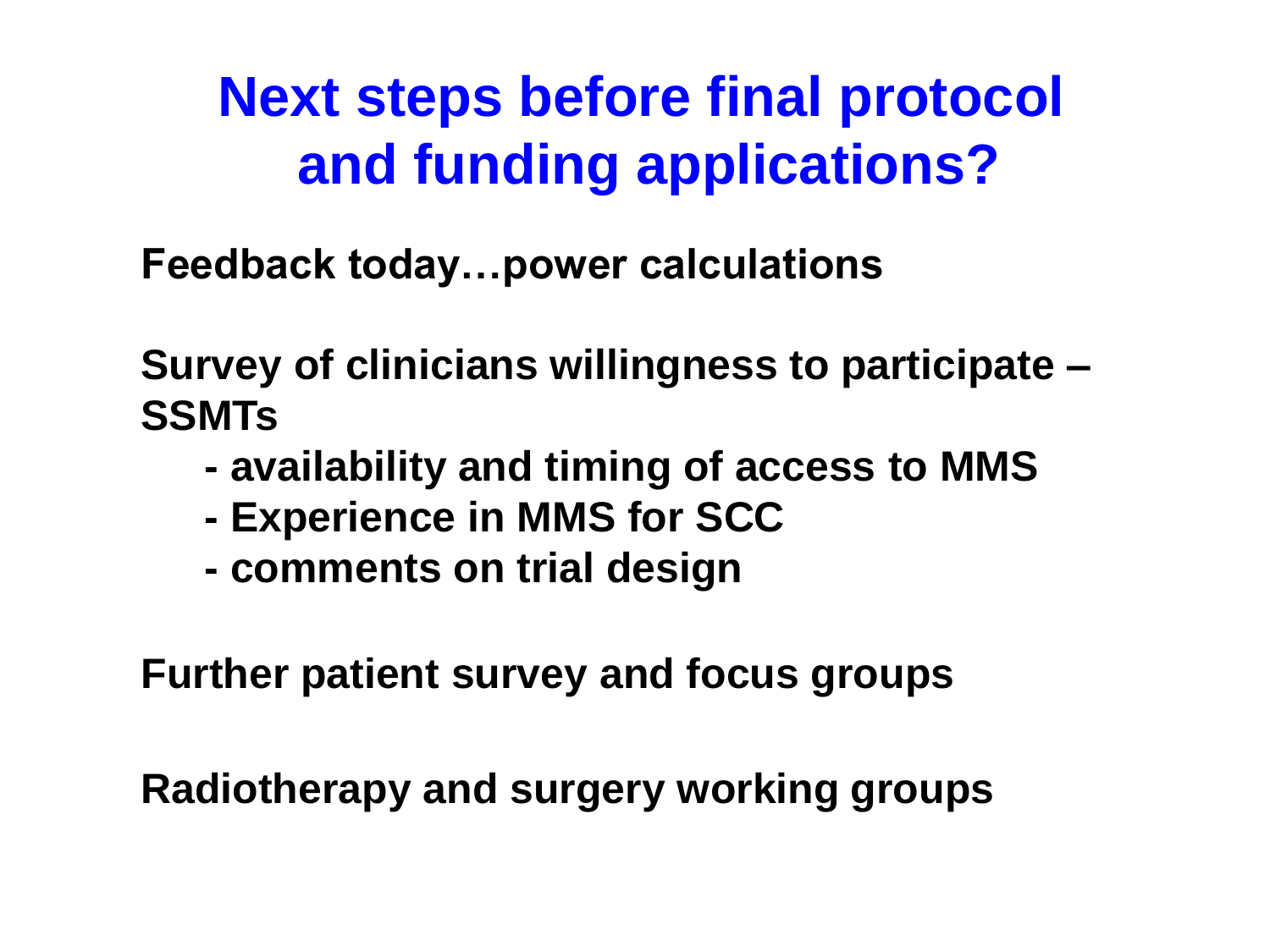# Next steps before final protocol and funding applications?

**Feedback today…power calculations**

**Survey of clinicians willingness to participate – SSMTs**

- **availability and timing of access to MMS**
- **Experience in MMS for SCC**
- **comments on trial design**

**Further patient survey and focus groups**

**Radiotherapy and surgery working groups**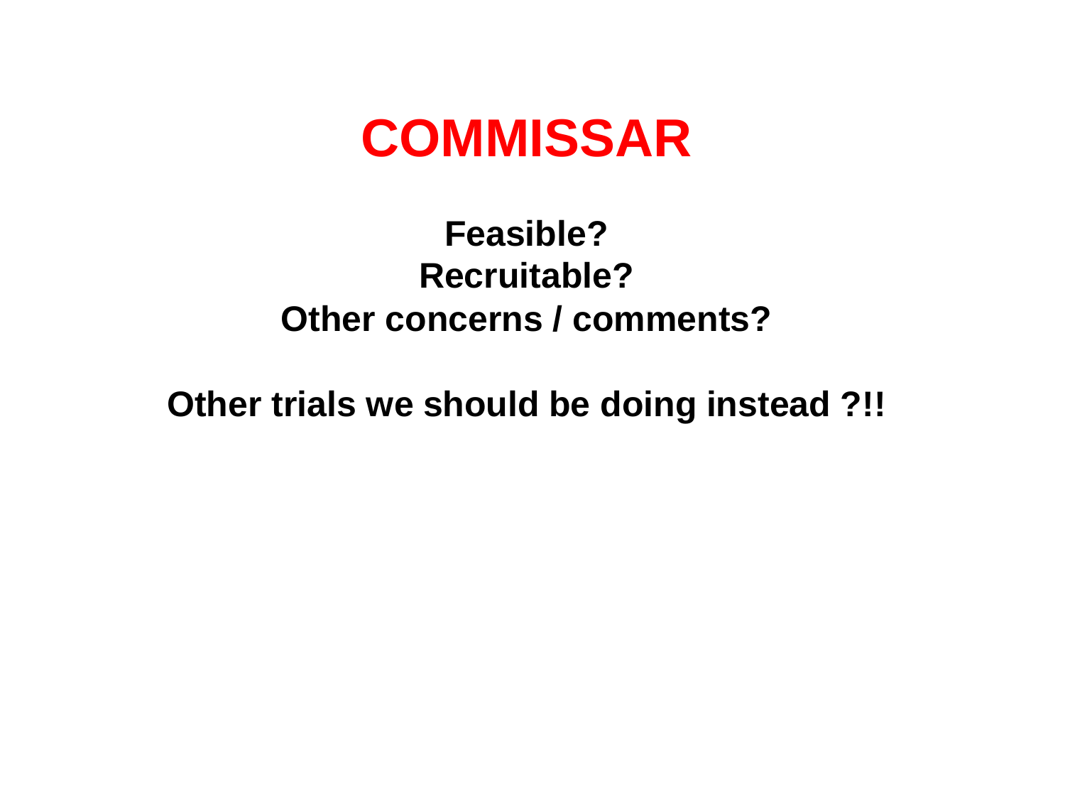# COMMISSAR

**Feasible?**
**Recruitable?**
**Other concerns / comments?**

**Other trials we should be doing instead ?!!**